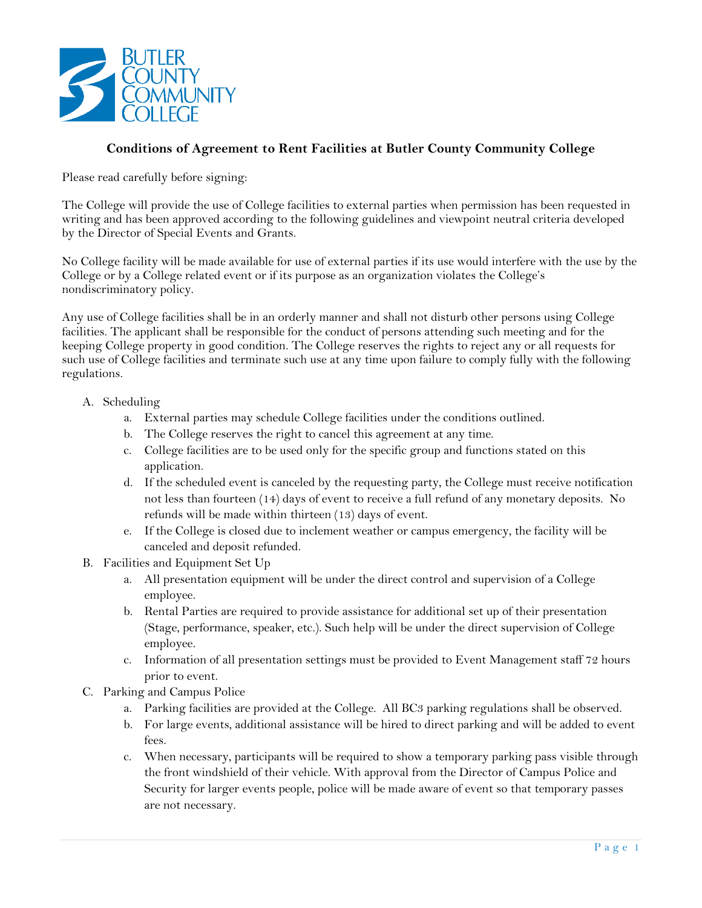# Conditions of Agreement to Rent Facilities at Butler County Community College

Please read carefully before signing:

The College will provide the use of College facilities to external parties when permission has been requested in writing and has been approved according to the following guidelines and viewpoint neutral criteria developed by the Director of Special Events and Grants.

No College facility will be made available for use of external parties if its use would interfere with the use by the College or by a College related event or if its purpose as an organization violates the College's nondiscriminatory policy.

Any use of College facilities shall be in an orderly manner and shall not disturb other persons using College facilities. The applicant shall be responsible for the conduct of persons attending such meeting and for the keeping College property in good condition. The College reserves the rights to reject any or all requests for such use of College facilities and terminate such use at any time upon failure to comply fully with the following regulations.

A. Scheduling
    a. External parties may schedule College facilities under the conditions outlined.
    b. The College reserves the right to cancel this agreement at any time.
    c. College facilities are to be used only for the specific group and functions stated on this application.
    d. If the scheduled event is canceled by the requesting party, the College must receive notification not less than fourteen (14) days of event to receive a full refund of any monetary deposits. No refunds will be made within thirteen (13) days of event.
    e. If the College is closed due to inclement weather or campus emergency, the facility will be canceled and deposit refunded.
B. Facilities and Equipment Set Up
    a. All presentation equipment will be under the direct control and supervision of a College employee.
    b. Rental Parties are required to provide assistance for additional set up of their presentation (Stage, performance, speaker, etc.). Such help will be under the direct supervision of College employee.
    c. Information of all presentation settings must be provided to Event Management staff 72 hours prior to event.
C. Parking and Campus Police
    a. Parking facilities are provided at the College. All BC3 parking regulations shall be observed.
    b. For large events, additional assistance will be hired to direct parking and will be added to event fees.
    c. When necessary, participants will be required to show a temporary parking pass visible through the front windshield of their vehicle. With approval from the Director of Campus Police and Security for larger events people, police will be made aware of event so that temporary passes are not necessary.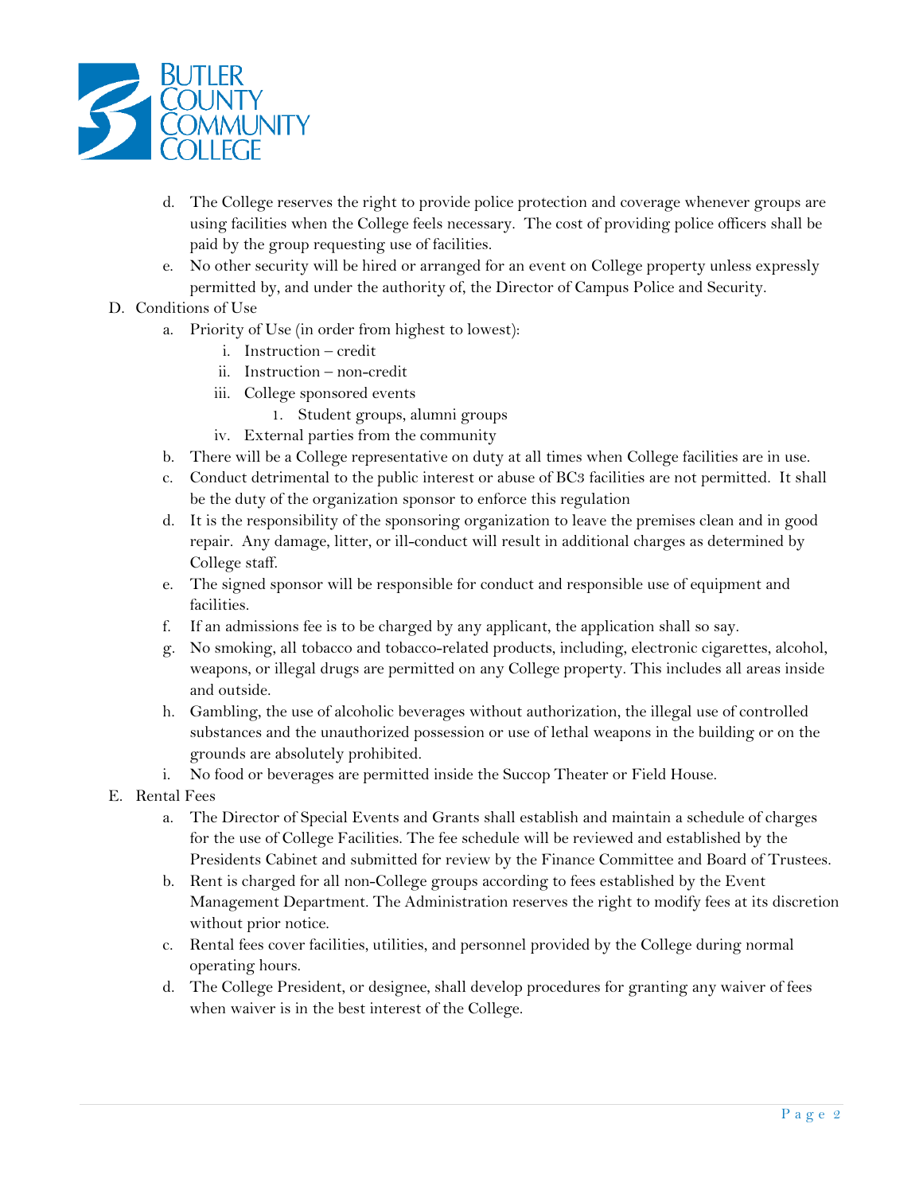d. The College reserves the right to provide police protection and coverage whenever groups are using facilities when the College feels necessary. The cost of providing police officers shall be paid by the group requesting use of facilities.

e. No other security will be hired or arranged for an event on College property unless expressly permitted by, and under the authority of, the Director of Campus Police and Security.

D. Conditions of Use

- a. Priority of Use (in order from highest to lowest):
  - i. Instruction – credit
  - ii. Instruction – non-credit
  - iii. College sponsored events
    - 1. Student groups, alumni groups
  - iv. External parties from the community
- b. There will be a College representative on duty at all times when College facilities are in use.
- c. Conduct detrimental to the public interest or abuse of BC3 facilities are not permitted. It shall be the duty of the organization sponsor to enforce this regulation
- d. It is the responsibility of the sponsoring organization to leave the premises clean and in good repair. Any damage, litter, or ill-conduct will result in additional charges as determined by College staff.
- e. The signed sponsor will be responsible for conduct and responsible use of equipment and facilities.
- f. If an admissions fee is to be charged by any applicant, the application shall so say.
- g. No smoking, all tobacco and tobacco-related products, including, electronic cigarettes, alcohol, weapons, or illegal drugs are permitted on any College property. This includes all areas inside and outside.
- h. Gambling, the use of alcoholic beverages without authorization, the illegal use of controlled substances and the unauthorized possession or use of lethal weapons in the building or on the grounds are absolutely prohibited.
- i. No food or beverages are permitted inside the Succop Theater or Field House.

E. Rental Fees

- a. The Director of Special Events and Grants shall establish and maintain a schedule of charges for the use of College Facilities. The fee schedule will be reviewed and established by the Presidents Cabinet and submitted for review by the Finance Committee and Board of Trustees.
- b. Rent is charged for all non-College groups according to fees established by the Event Management Department. The Administration reserves the right to modify fees at its discretion without prior notice.
- c. Rental fees cover facilities, utilities, and personnel provided by the College during normal operating hours.
- d. The College President, or designee, shall develop procedures for granting any waiver of fees when waiver is in the best interest of the College.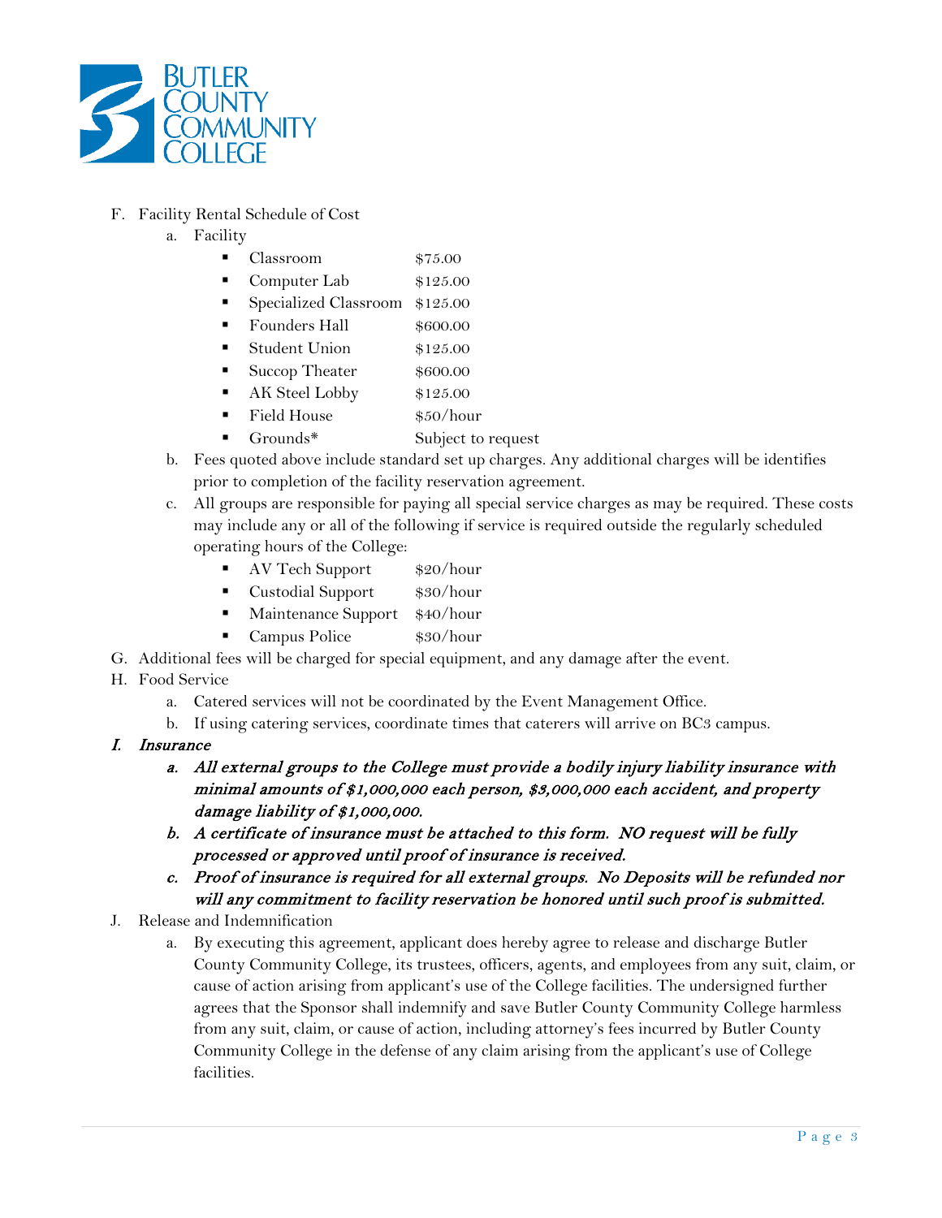F. Facility Rental Schedule of Cost
  a. Facility
    - Classroom $75.00
    - Computer Lab $125.00
    - Specialized Classroom $125.00
    - Founders Hall $600.00
    - Student Union $125.00
    - Succop Theater $600.00
    - AK Steel Lobby $125.00
    - Field House $50/hour
    - Grounds* Subject to request
  b. Fees quoted above include standard set up charges. Any additional charges will be identifies prior to completion of the facility reservation agreement.
  c. All groups are responsible for paying all special service charges as may be required. These costs may include any or all of the following if service is required outside the regularly scheduled operating hours of the College:
    - AV Tech Support $20/hour
    - Custodial Support $30/hour
    - Maintenance Support $40/hour
    - Campus Police $30/hour

G. Additional fees will be charged for special equipment, and any damage after the event.

H. Food Service
  a. Catered services will not be coordinated by the Event Management Office.
  b. If using catering services, coordinate times that caterers will arrive on BC3 campus.

***I. Insurance***
  ***a. All external groups to the College must provide a bodily injury liability insurance with minimal amounts of $1,000,000 each person, $3,000,000 each accident, and property damage liability of $1,000,000.***
  ***b. A certificate of insurance must be attached to this form. NO request will be fully processed or approved until proof of insurance is received.***
  ***c. Proof of insurance is required for all external groups. No Deposits will be refunded nor will any commitment to facility reservation be honored until such proof is submitted.***

J. Release and Indemnification
  a. By executing this agreement, applicant does hereby agree to release and discharge Butler County Community College, its trustees, officers, agents, and employees from any suit, claim, or cause of action arising from applicant's use of the College facilities. The undersigned further agrees that the Sponsor shall indemnify and save Butler County Community College harmless from any suit, claim, or cause of action, including attorney's fees incurred by Butler County Community College in the defense of any claim arising from the applicant's use of College facilities.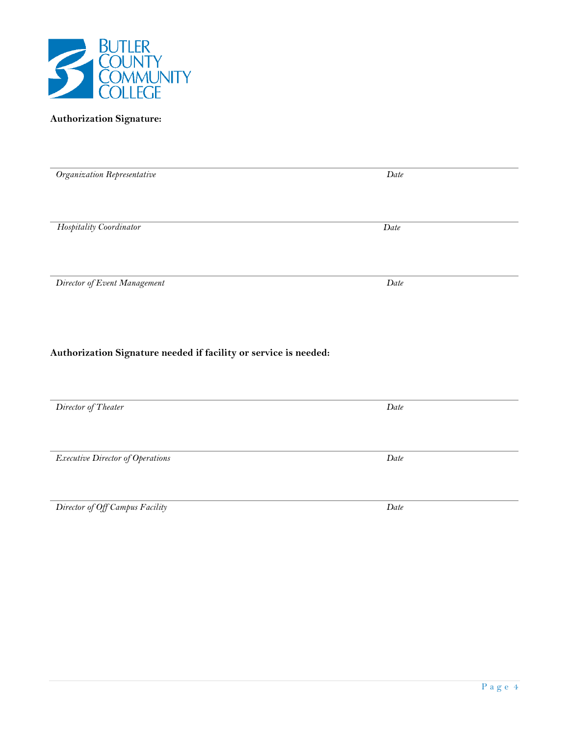**Authorization Signature:**

\_\_\_\_\_\_\_\_\_\_\_\_\_\_\_\_\_\_\_\_\_\_\_\_\_\_\_\_\_\_\_\_\_\_\_\_\_\_\_\_\_\_\_\_\_\_\_\_\_\_\_\_\_\_\_\_\_\_\_\_\_\_\_\_\_\_

*Organization Representative* *Date*

\_\_\_\_\_\_\_\_\_\_\_\_\_\_\_\_\_\_\_\_\_\_\_\_\_\_\_\_\_\_\_\_\_\_\_\_\_\_\_\_\_\_\_\_\_\_\_\_\_\_\_\_\_\_\_\_\_\_\_\_\_\_\_\_\_\_

*Hospitality Coordinator* *Date*

\_\_\_\_\_\_\_\_\_\_\_\_\_\_\_\_\_\_\_\_\_\_\_\_\_\_\_\_\_\_\_\_\_\_\_\_\_\_\_\_\_\_\_\_\_\_\_\_\_\_\_\_\_\_\_\_\_\_\_\_\_\_\_\_\_\_

*Director of Event Management* *Date*

**Authorization Signature needed if facility or service is needed:**

\_\_\_\_\_\_\_\_\_\_\_\_\_\_\_\_\_\_\_\_\_\_\_\_\_\_\_\_\_\_\_\_\_\_\_\_\_\_\_\_\_\_\_\_\_\_\_\_\_\_\_\_\_\_\_\_\_\_\_\_\_\_\_\_\_\_

*Director of Theater* *Date*

\_\_\_\_\_\_\_\_\_\_\_\_\_\_\_\_\_\_\_\_\_\_\_\_\_\_\_\_\_\_\_\_\_\_\_\_\_\_\_\_\_\_\_\_\_\_\_\_\_\_\_\_\_\_\_\_\_\_\_\_\_\_\_\_\_\_

*Executive Director of Operations* *Date*

\_\_\_\_\_\_\_\_\_\_\_\_\_\_\_\_\_\_\_\_\_\_\_\_\_\_\_\_\_\_\_\_\_\_\_\_\_\_\_\_\_\_\_\_\_\_\_\_\_\_\_\_\_\_\_\_\_\_\_\_\_\_\_\_\_\_

*Director of Off Campus Facility* *Date*